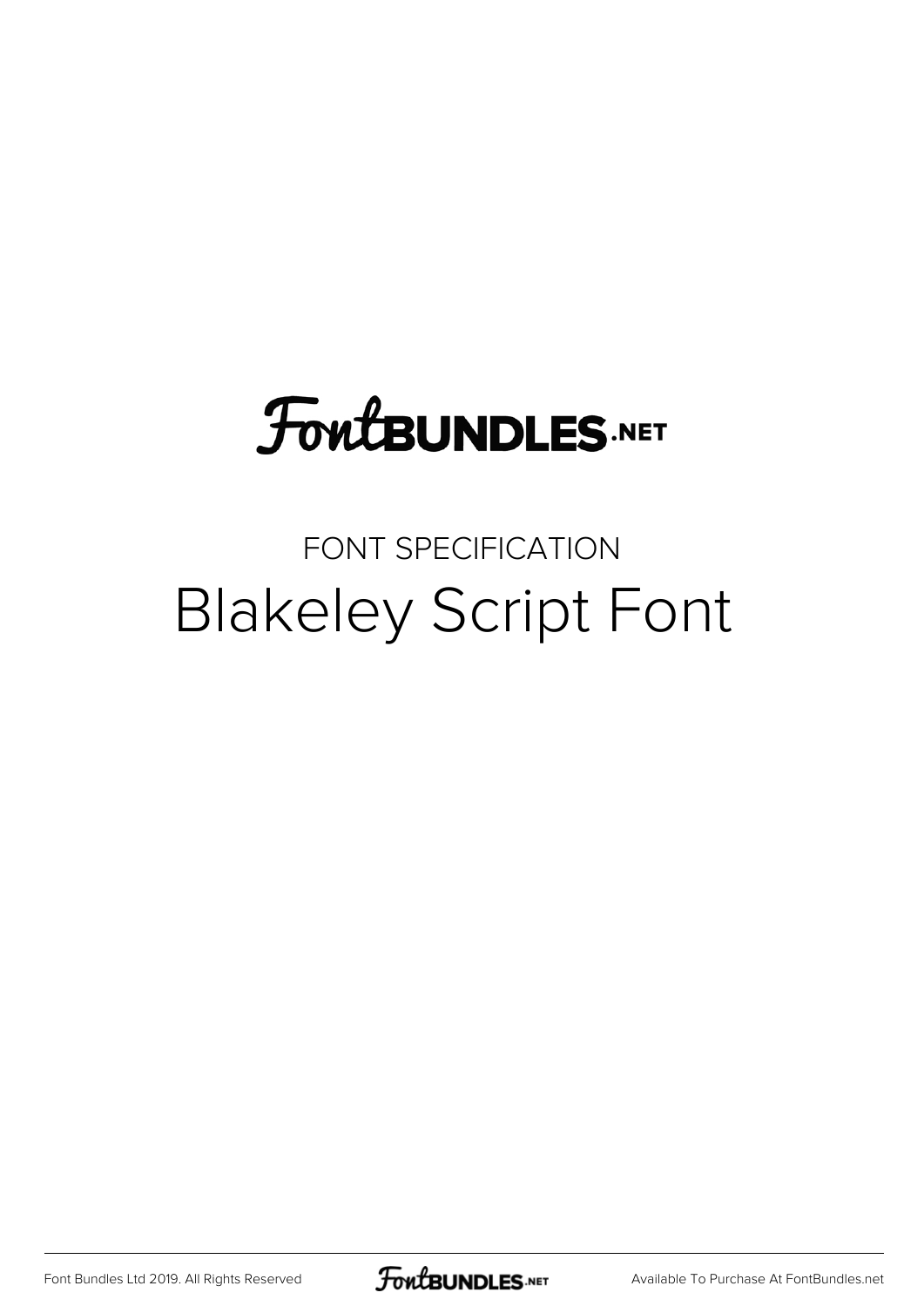# FontBUNDLES.NET

## FONT SPECIFICATION

# Blakeley Script Font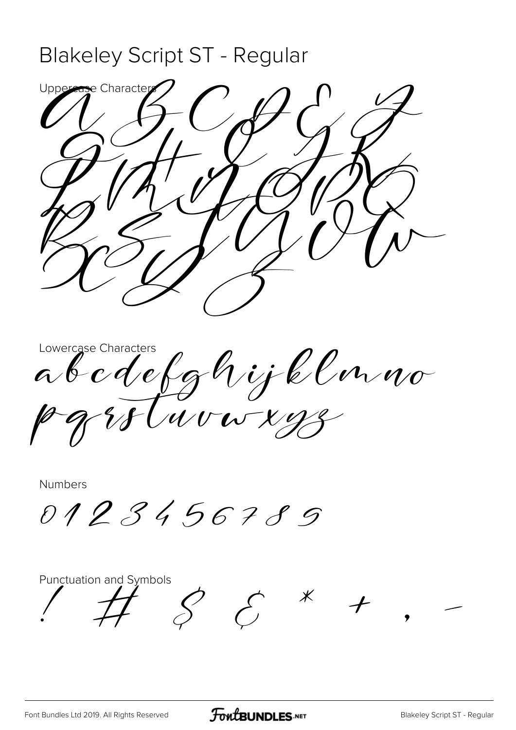# Blakeley Script ST - Regular

Uppercase Characters

A B C D E F
G H I J K
L M N O P Q
R S T U V W
X Y Z

Lowercase Characters

abcdefghijklmno
pqrstuvwxyz

Numbers

0 1 2 3 4 5 6 7 8 9

Punctuation and Symbols

! # $ & * + , -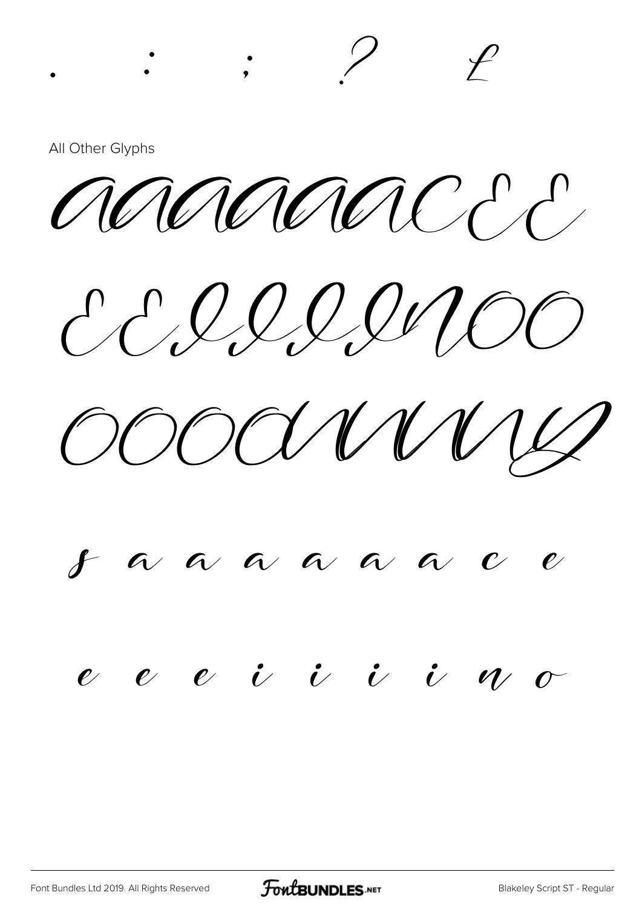. : ; ? £

All Other Glyphs

À Á Â Ã Ä Å Ç È É

Ê Ë Ì Í Î Ï Ñ Ò Ó

Ô Õ Ö Ù Ú Û Ü Ý

ß à á â ã ä å ç è

é ê ë ì í î ï ñ ò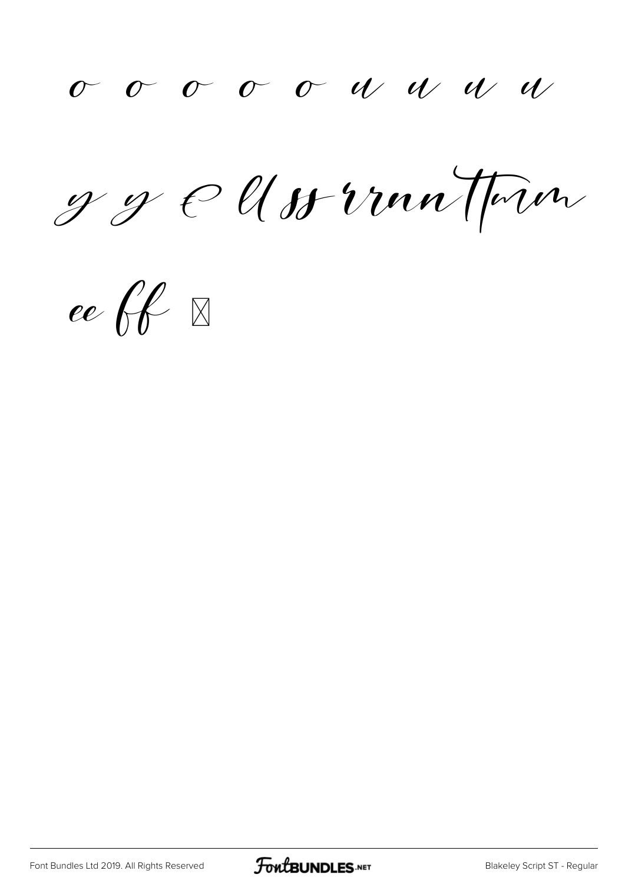o o o o o u u u u

y y e ll ss rrnn ttmm

ee ff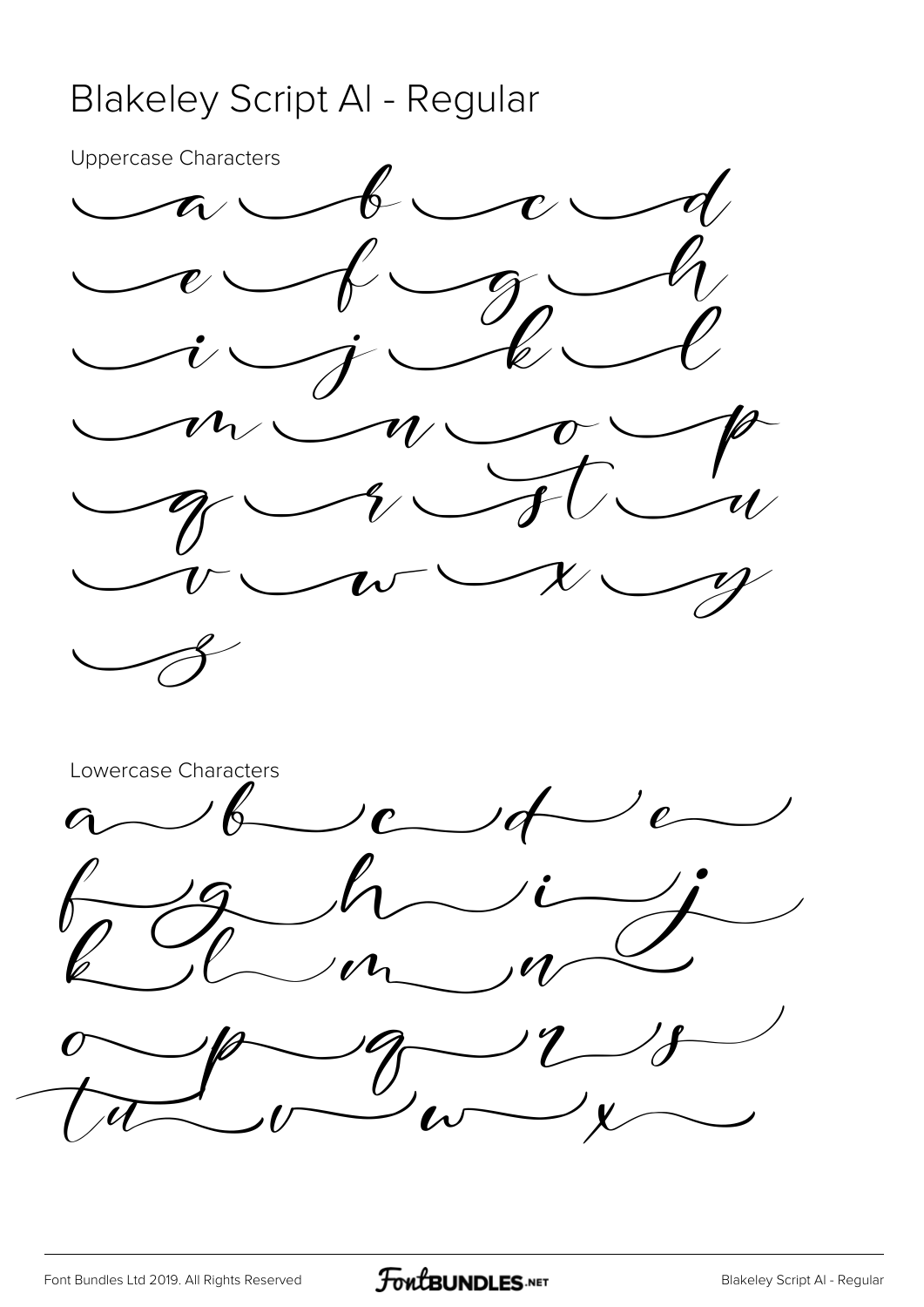# Blakeley Script AI - Regular

Uppercase Characters

A B C D
E F G H
I J K L
M N O P
Q R S T U
V W X Y
Z

Lowercase Characters

a b c d e
f g h i j
k l m n
o p q r s
t u v w x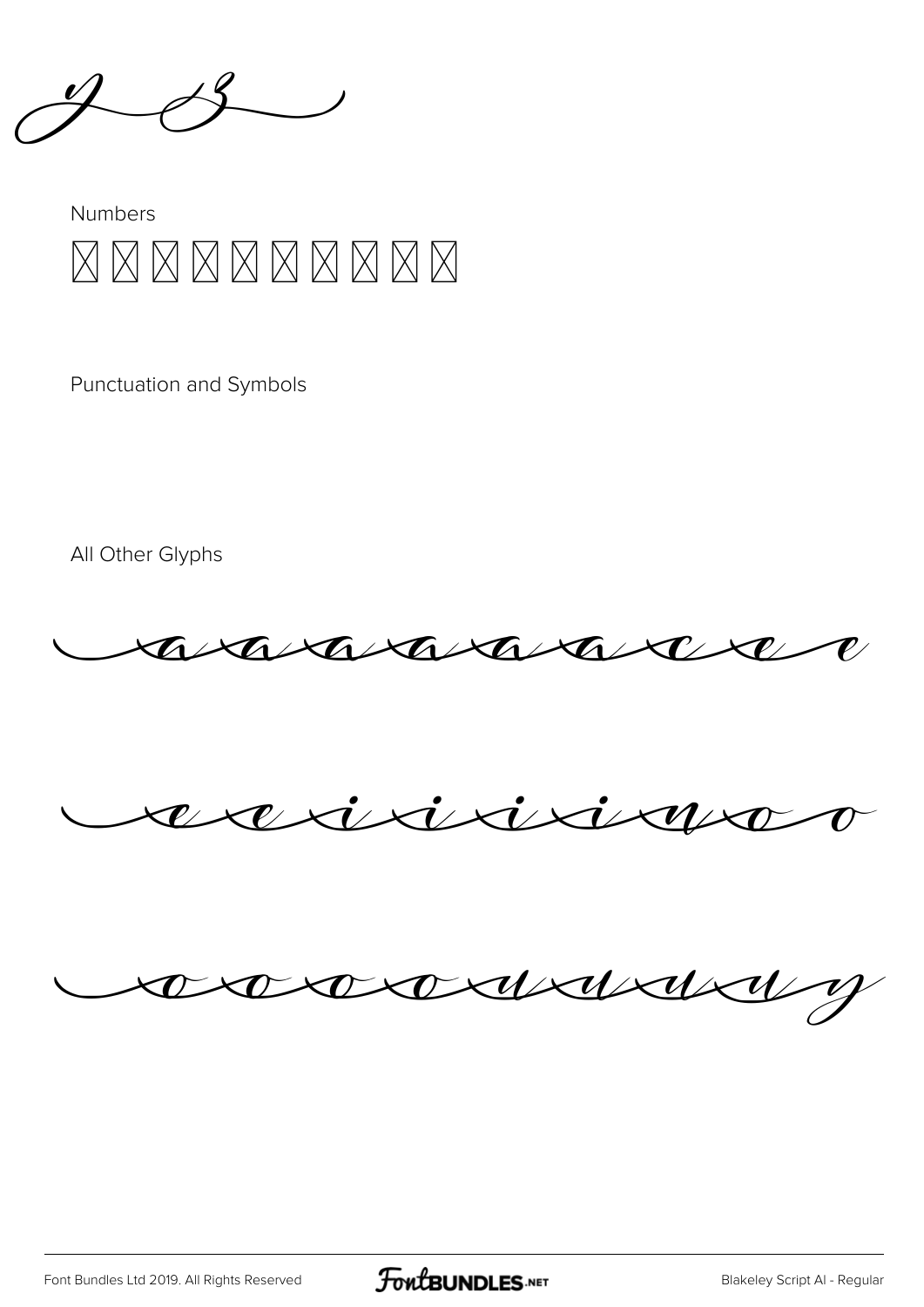y z

Numbers

☒ ☒ ☒ ☒ ☒ ☒ ☒ ☒ ☒ ☒

Punctuation and Symbols

All Other Glyphs

a a a a a a c e e

e e i i i i n o o

o o o o u u u u y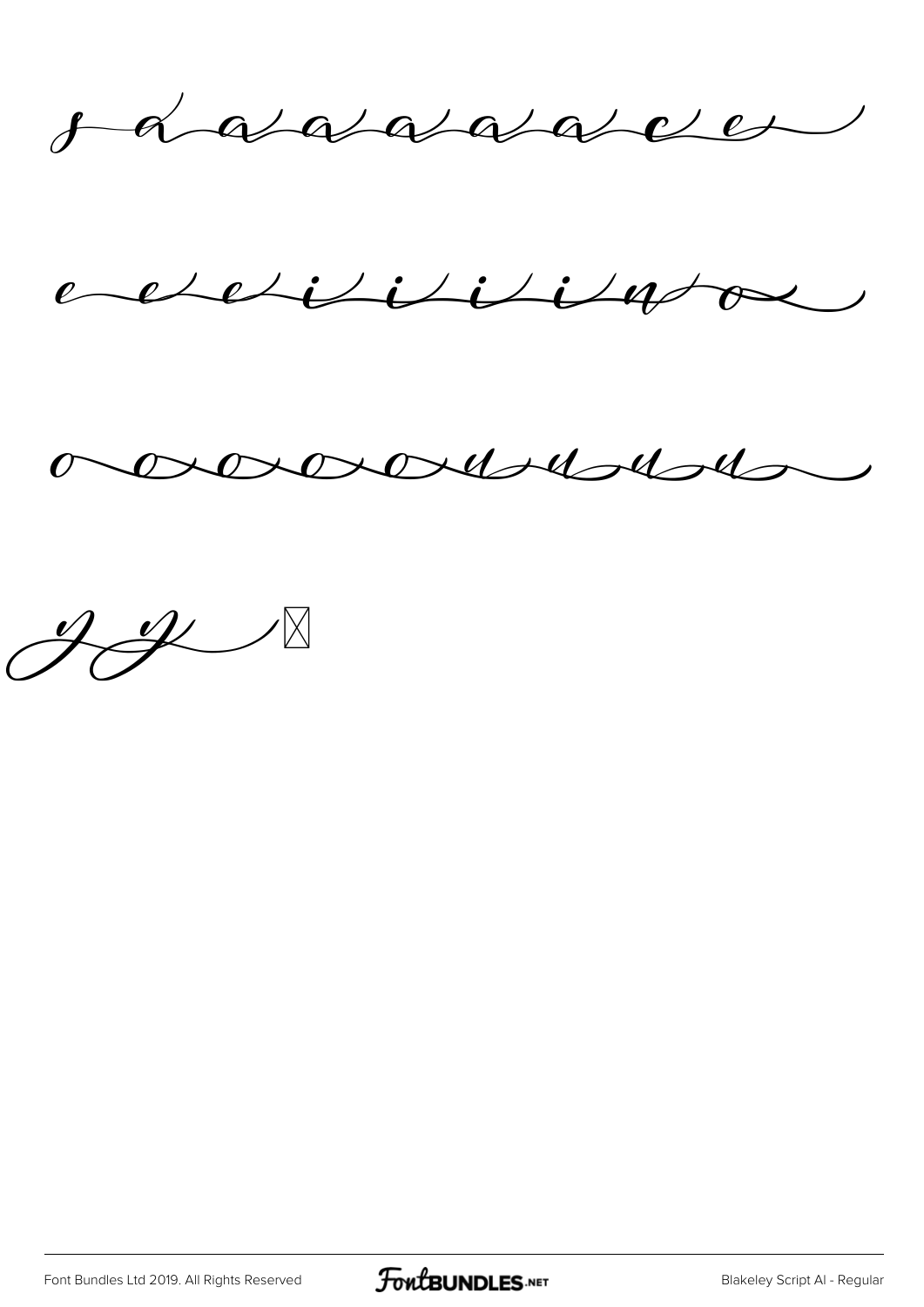s a a a a a a a c e

e e e i i i i n o

o o o o o u u u u

y y ☒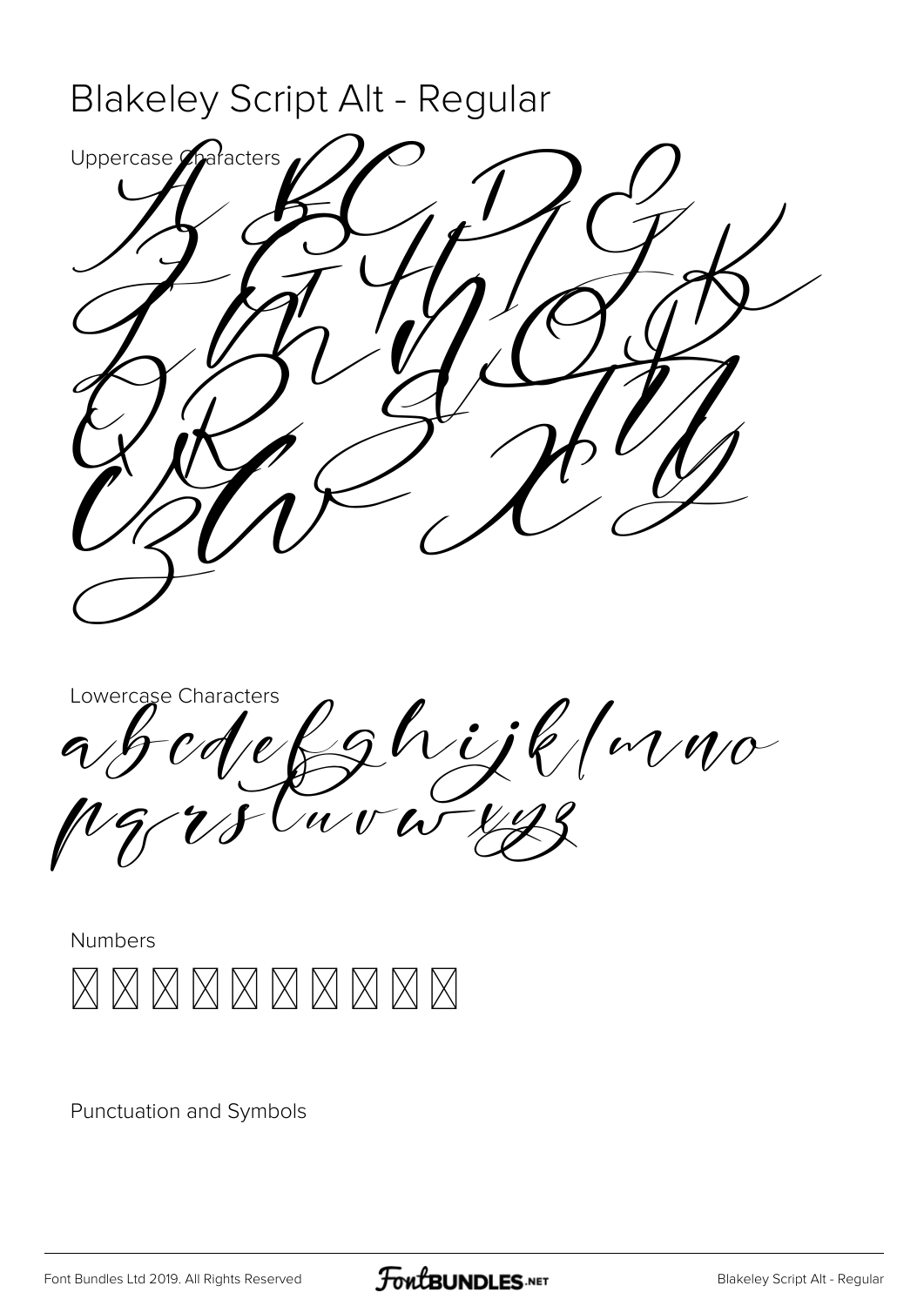# Blakeley Script Alt - Regular

Uppercase Characters

A B C D E F G H I J K L M N O P Q R S T U V W X Y Z

Lowercase Characters

a b c d e f g h i j k l m n o p q r s t u v w x y z

Numbers

⊠ ⊠ ⊠ ⊠ ⊠ ⊠ ⊠ ⊠ ⊠ ⊠

Punctuation and Symbols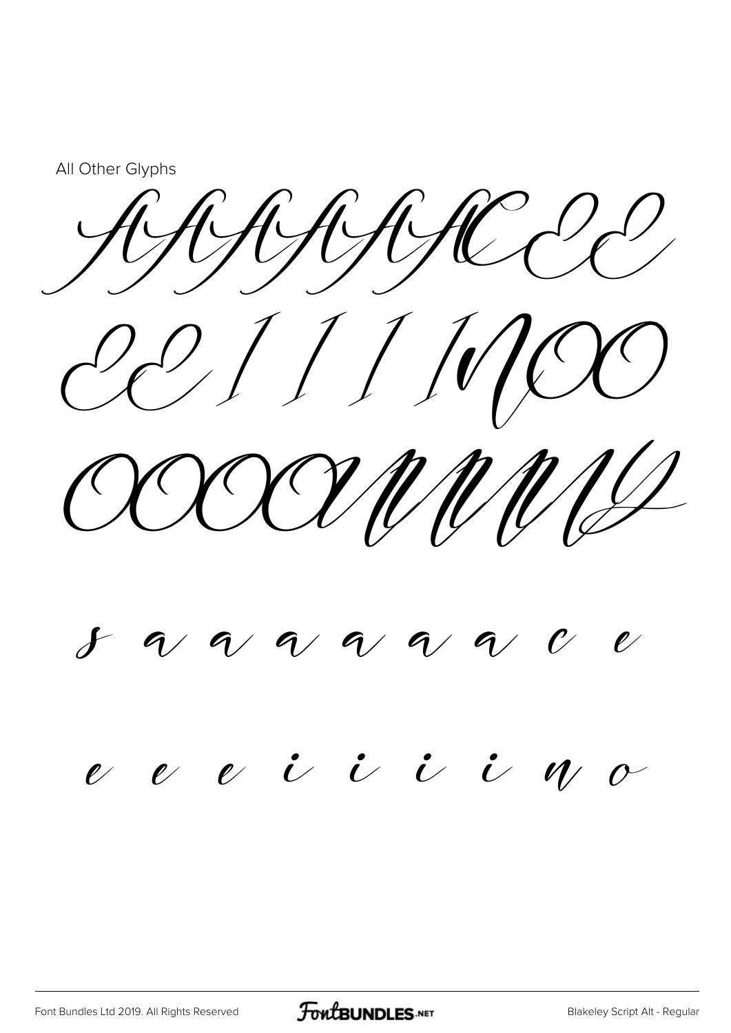All Other Glyphs

ÀÁÂÃÄÅÆÇÈÉ

ÊËÌÍÎÏÑÒÓ

ÔÕÖØÙÚÛÜÝ

ß à á â ã ä å æ ç è

é ê ë ì í î ï ñ ò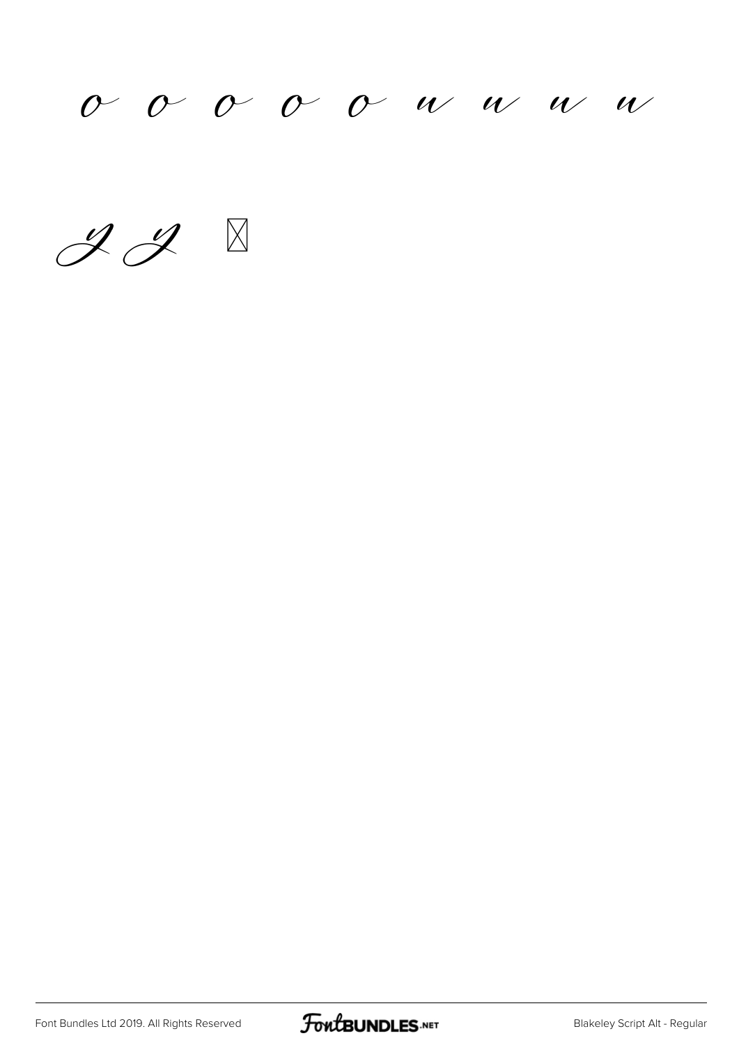o o o o o u u u u

Y Y ⊠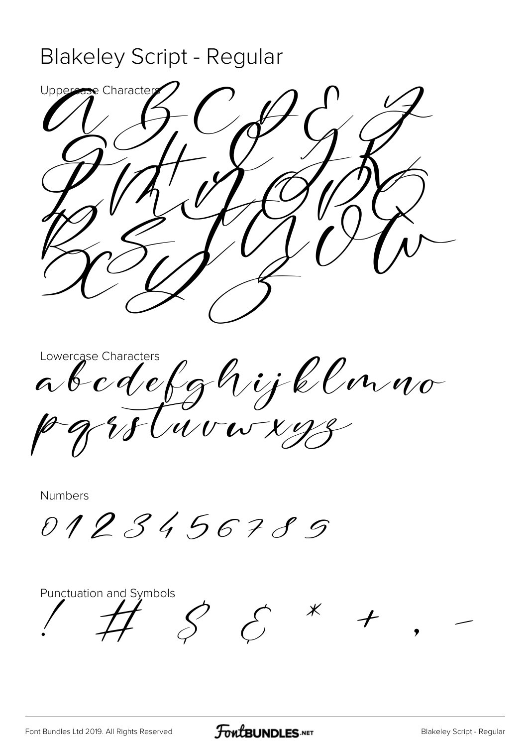# Blakeley Script - Regular

Uppercase Characters

A B C D E F
G H I J K
L M N O P Q
R S T U V W
X Y Z

Lowercase Characters

abcdefghijklmno
pqrstuvwxyz

Numbers

0 1 2 3 4 5 6 7 8 9

Punctuation and Symbols

! # $ & * + , -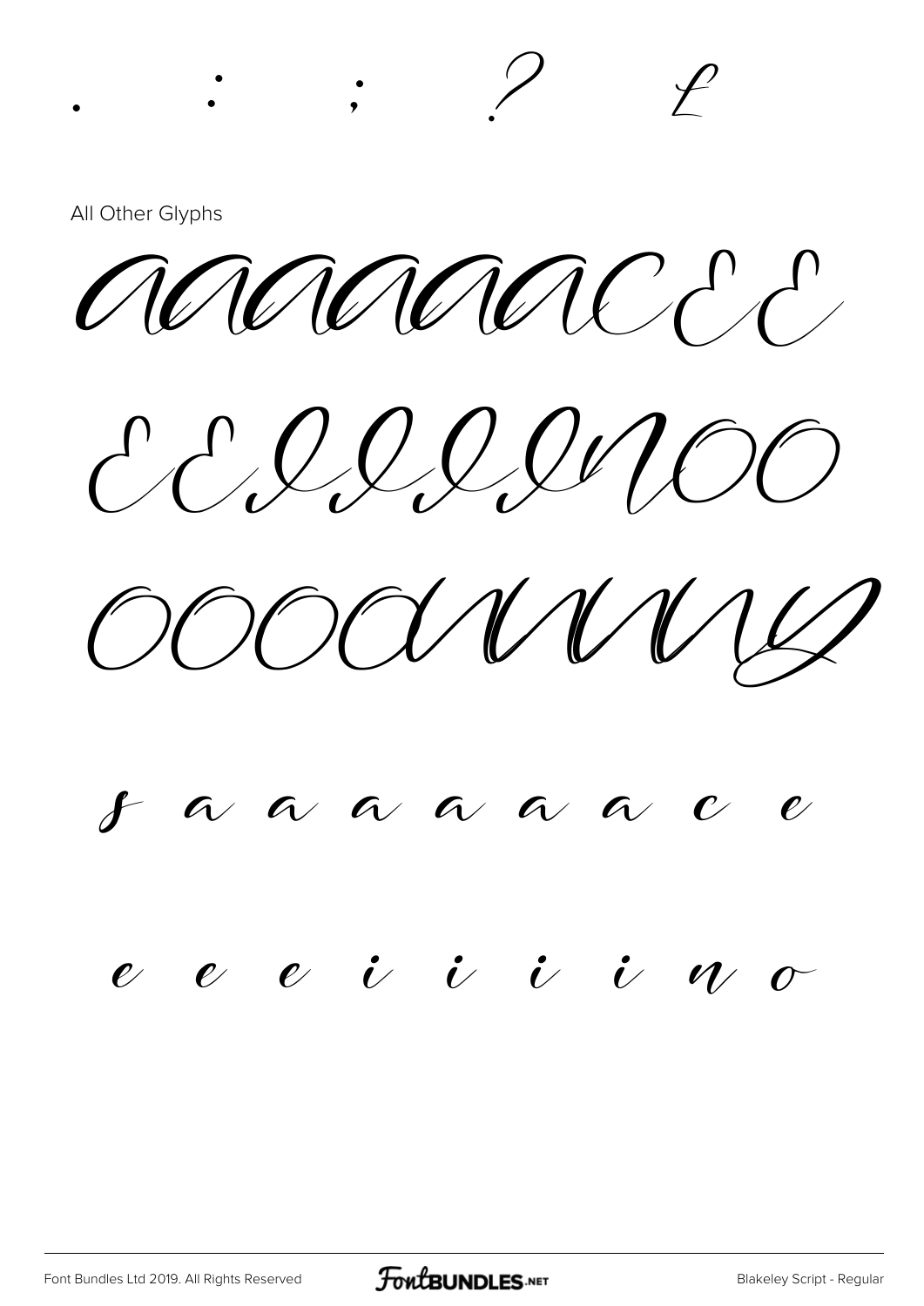. : ; ? £

All Other Glyphs

À Á Â Ã Ä Å Ç È É

Ê Ë Ì Í Î Ï Ñ Ò Ó

Ô Õ Ö Ù Ú Û Ü Ý

ß à á â ã ä å ç è

é ê ë ì í î ï ñ ò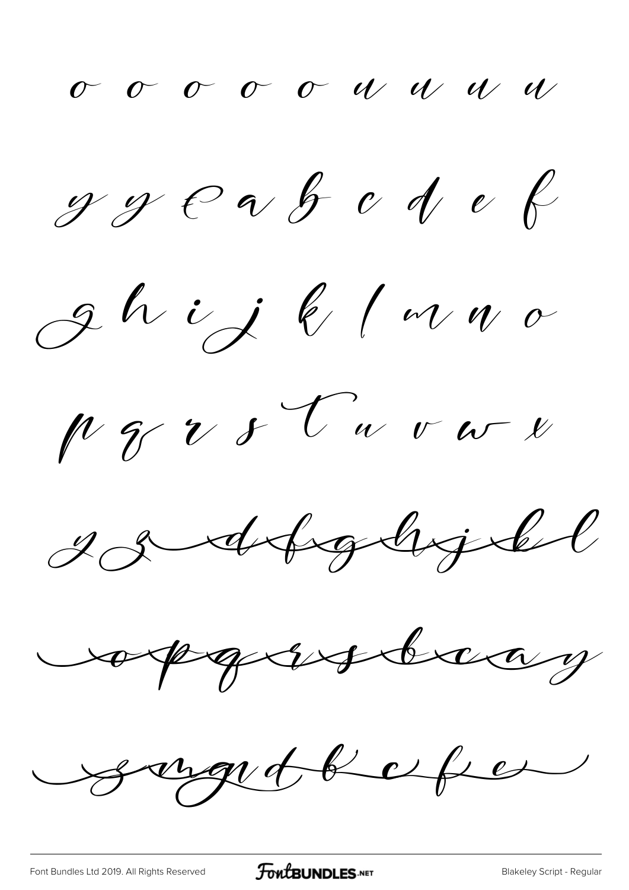o o o o o u u u u

y y e a b c d e f

g h i j k l m n o

p q r s t u v w x

y z d f g h j k l

o p q r s b c a y

z n g d b c f e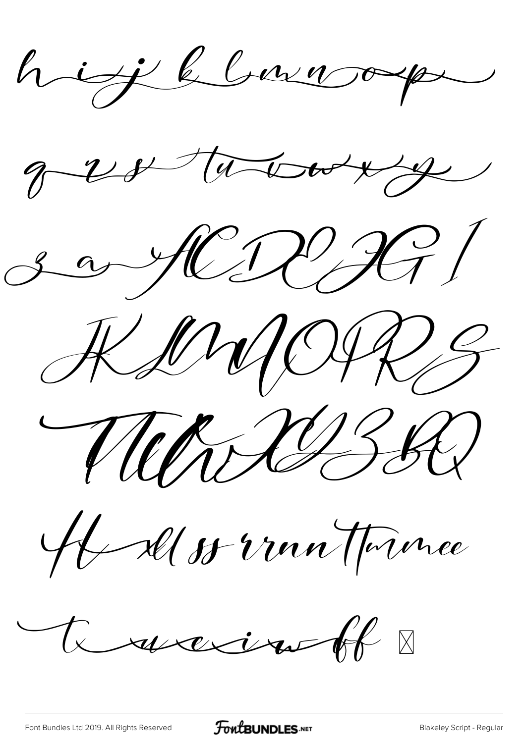h i j k l m n o p

q r s t u v w x y

z a A C D E F G I

J K L M N O P R S

T U V W X Y Z B Q

H ll ss rr nn tt mm ee

t u e i w ff